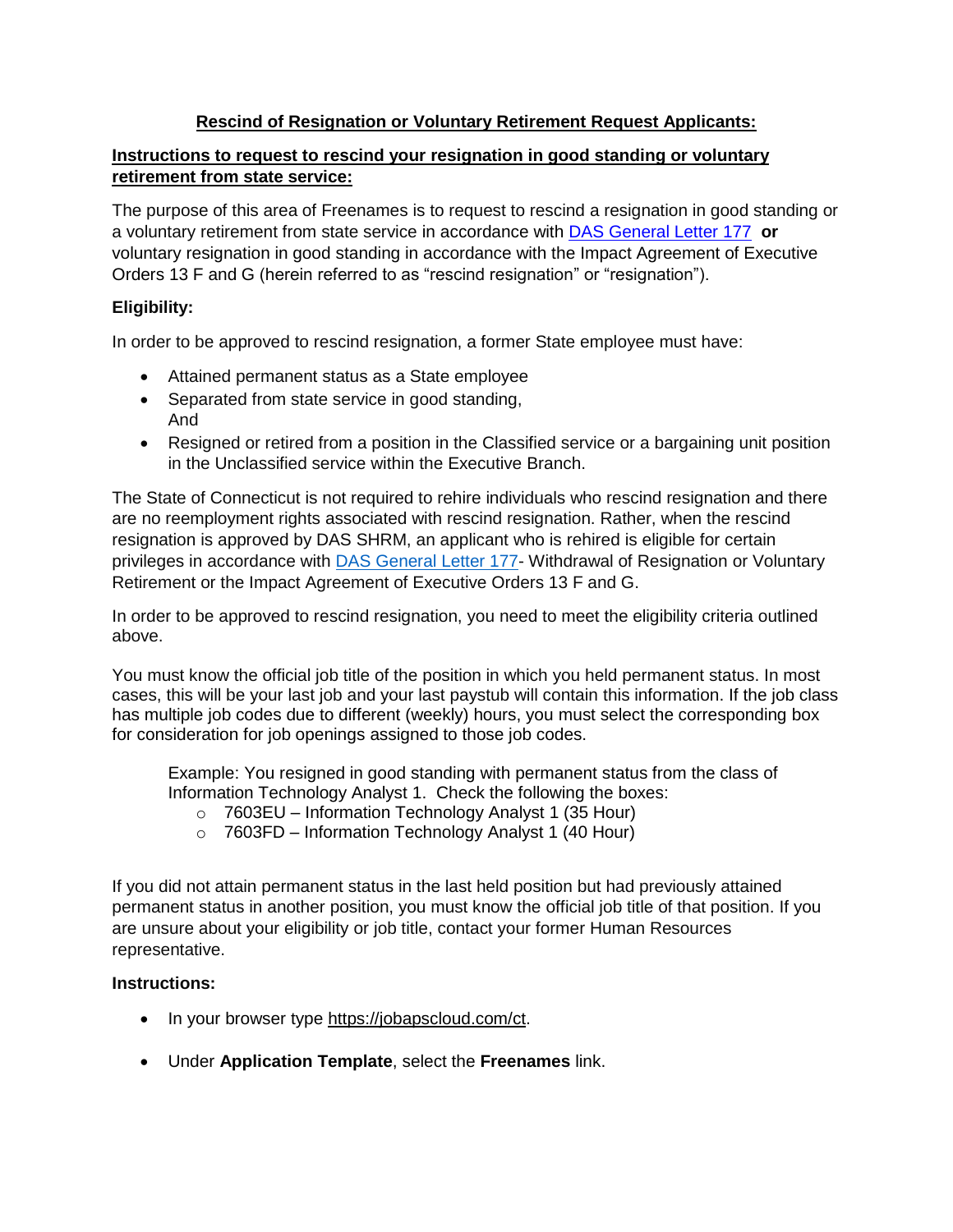# Rescind of Resignation or Voluntary Retirement Request Applicants:

## Instructions to request to rescind your resignation in good standing or voluntary retirement from state service:

The purpose of this area of Freenames is to request to rescind a resignation in good standing or a voluntary retirement from state service in accordance with DAS General Letter 177 **or** voluntary resignation in good standing in accordance with the Impact Agreement of Executive Orders 13 F and G (herein referred to as "rescind resignation" or "resignation").

**Eligibility:**

In order to be approved to rescind resignation, a former State employee must have:

- Attained permanent status as a State employee
- Separated from state service in good standing,
  And
- Resigned or retired from a position in the Classified service or a bargaining unit position in the Unclassified service within the Executive Branch.

The State of Connecticut is not required to rehire individuals who rescind resignation and there are no reemployment rights associated with rescind resignation. Rather, when the rescind resignation is approved by DAS SHRM, an applicant who is rehired is eligible for certain privileges in accordance with DAS General Letter 177- Withdrawal of Resignation or Voluntary Retirement or the Impact Agreement of Executive Orders 13 F and G.

In order to be approved to rescind resignation, you need to meet the eligibility criteria outlined above.

You must know the official job title of the position in which you held permanent status. In most cases, this will be your last job and your last paystub will contain this information. If the job class has multiple job codes due to different (weekly) hours, you must select the corresponding box for consideration for job openings assigned to those job codes.

> Example: You resigned in good standing with permanent status from the class of Information Technology Analyst 1. Check the following the boxes:
> - 7603EU – Information Technology Analyst 1 (35 Hour)
> - 7603FD – Information Technology Analyst 1 (40 Hour)

If you did not attain permanent status in the last held position but had previously attained permanent status in another position, you must know the official job title of that position. If you are unsure about your eligibility or job title, contact your former Human Resources representative.

**Instructions:**

- In your browser type https://jobapscloud.com/ct.
- Under **Application Template**, select the **Freenames** link.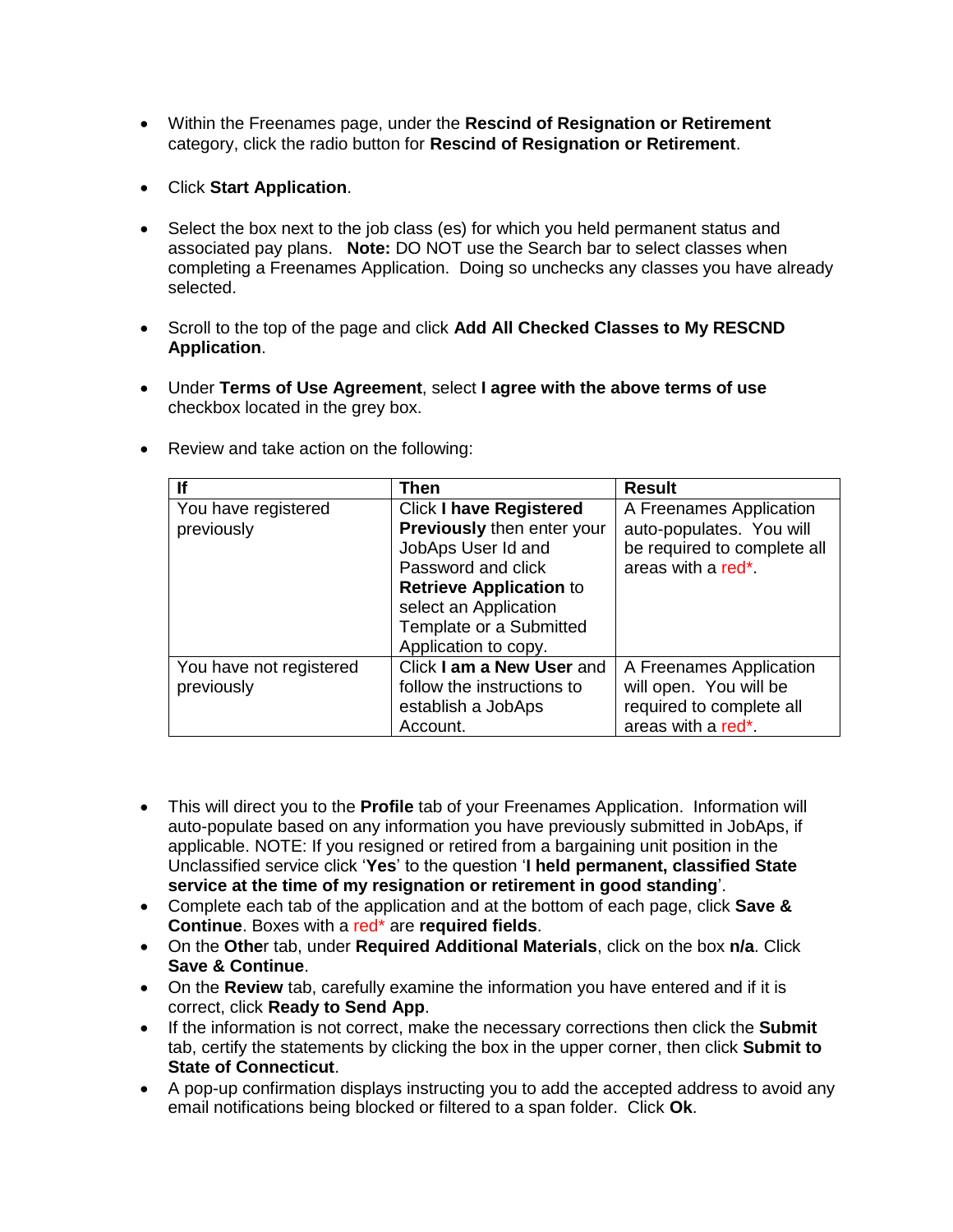- Within the Freenames page, under the **Rescind of Resignation or Retirement** category, click the radio button for **Rescind of Resignation or Retirement**.

- Click **Start Application**.

- Select the box next to the job class (es) for which you held permanent status and associated pay plans. **Note:** DO NOT use the Search bar to select classes when completing a Freenames Application. Doing so unchecks any classes you have already selected.

- Scroll to the top of the page and click **Add All Checked Classes to My RESCND Application**.

- Under **Terms of Use Agreement**, select **I agree with the above terms of use** checkbox located in the grey box.

- Review and take action on the following:

| If | Then | Result |
|---|---|---|
| You have registered previously | Click **I have Registered Previously** then enter your JobAps User Id and Password and click **Retrieve Application** to select an Application Template or a Submitted Application to copy. | A Freenames Application auto-populates. You will be required to complete all areas with a red*. |
| You have not registered previously | Click **I am a New User** and follow the instructions to establish a JobAps Account. | A Freenames Application will open. You will be required to complete all areas with a red*. |

- This will direct you to the **Profile** tab of your Freenames Application. Information will auto-populate based on any information you have previously submitted in JobAps, if applicable. NOTE: If you resigned or retired from a bargaining unit position in the Unclassified service click '**Yes**' to the question '**I held permanent, classified State service at the time of my resignation or retirement in good standing**'.
- Complete each tab of the application and at the bottom of each page, click **Save & Continue**. Boxes with a red* are **required fields**.
- On the **Other** tab, under **Required Additional Materials**, click on the box **n/a**. Click **Save & Continue**.
- On the **Review** tab, carefully examine the information you have entered and if it is correct, click **Ready to Send App**.
- If the information is not correct, make the necessary corrections then click the **Submit** tab, certify the statements by clicking the box in the upper corner, then click **Submit to State of Connecticut**.
- A pop-up confirmation displays instructing you to add the accepted address to avoid any email notifications being blocked or filtered to a span folder. Click **Ok**.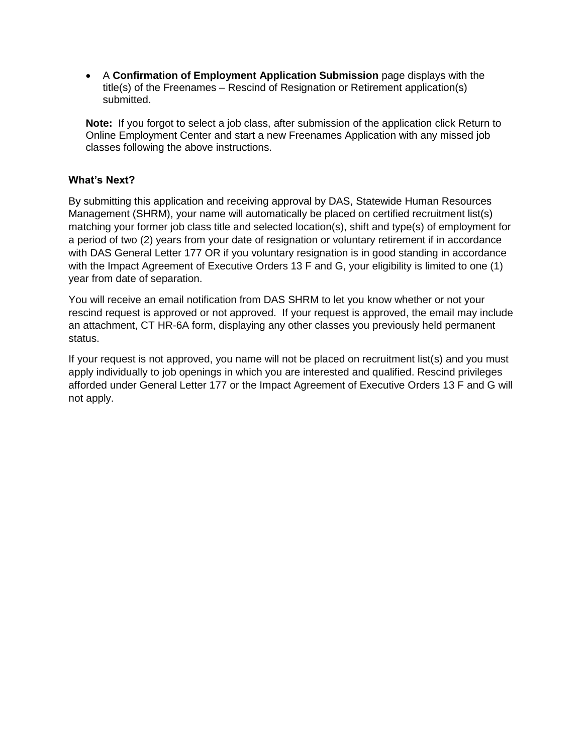- A **Confirmation of Employment Application Submission** page displays with the title(s) of the Freenames – Rescind of Resignation or Retirement application(s) submitted.

**Note:** If you forgot to select a job class, after submission of the application click Return to Online Employment Center and start a new Freenames Application with any missed job classes following the above instructions.

### What's Next?

By submitting this application and receiving approval by DAS, Statewide Human Resources Management (SHRM), your name will automatically be placed on certified recruitment list(s) matching your former job class title and selected location(s), shift and type(s) of employment for a period of two (2) years from your date of resignation or voluntary retirement if in accordance with DAS General Letter 177 OR if you voluntary resignation is in good standing in accordance with the Impact Agreement of Executive Orders 13 F and G, your eligibility is limited to one (1) year from date of separation.

You will receive an email notification from DAS SHRM to let you know whether or not your rescind request is approved or not approved. If your request is approved, the email may include an attachment, CT HR-6A form, displaying any other classes you previously held permanent status.

If your request is not approved, you name will not be placed on recruitment list(s) and you must apply individually to job openings in which you are interested and qualified. Rescind privileges afforded under General Letter 177 or the Impact Agreement of Executive Orders 13 F and G will not apply.